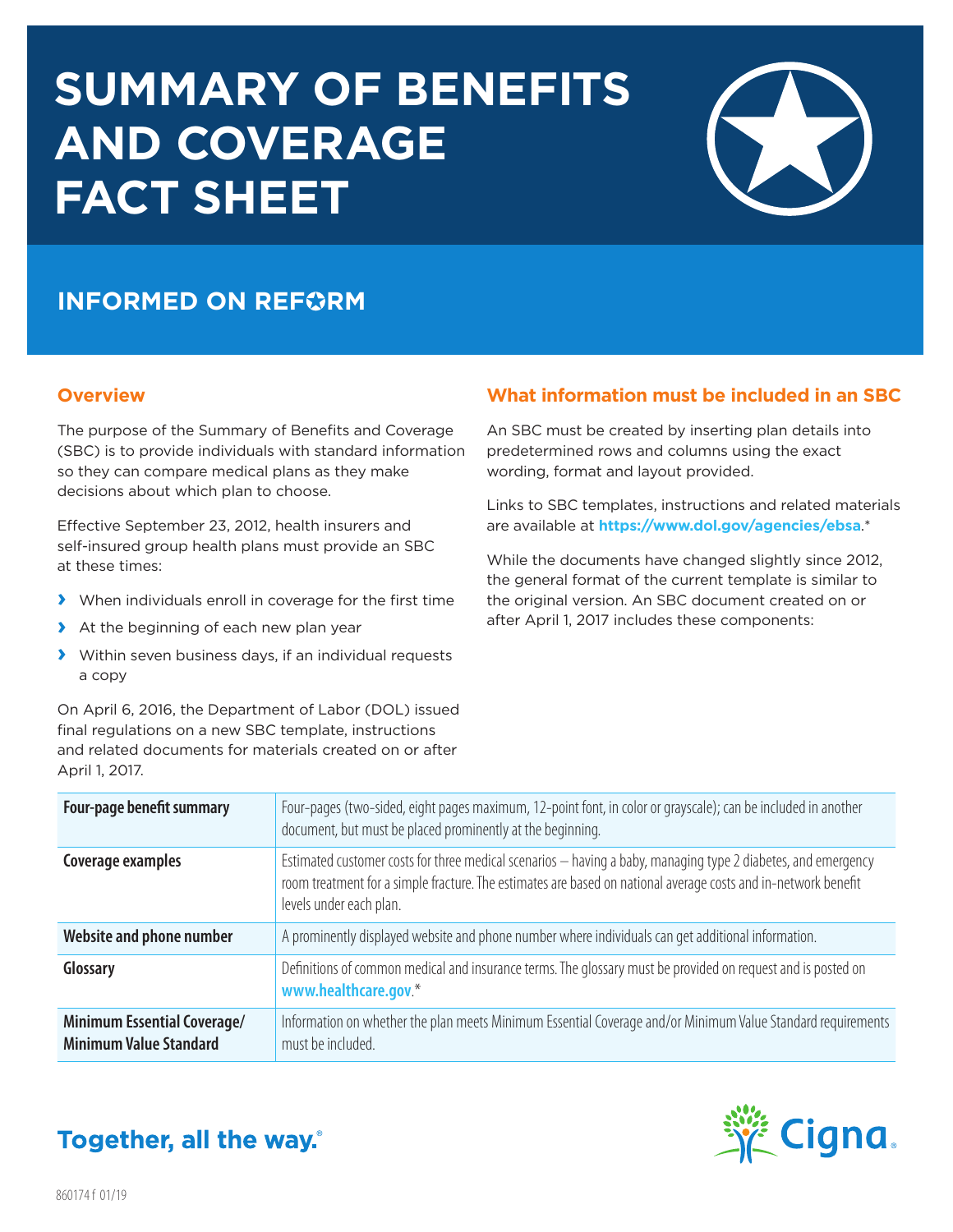# SUMMARY OF BENEFITS AND COVERAGE FACT SHEET

## INFORMED ON REFORM

### Overview

The purpose of the Summary of Benefits and Coverage (SBC) is to provide individuals with standard information so they can compare medical plans as they make decisions about which plan to choose.

Effective September 23, 2012, health insurers and self-insured group health plans must provide an SBC at these times:

- When individuals enroll in coverage for the first time
- At the beginning of each new plan year
- Within seven business days, if an individual requests a copy

On April 6, 2016, the Department of Labor (DOL) issued final regulations on a new SBC template, instructions and related documents for materials created on or after April 1, 2017.

### What information must be included in an SBC

An SBC must be created by inserting plan details into predetermined rows and columns using the exact wording, format and layout provided.

Links to SBC templates, instructions and related materials are available at **https://www.dol.gov/agencies/ebsa**.*

While the documents have changed slightly since 2012, the general format of the current template is similar to the original version. An SBC document created on or after April 1, 2017 includes these components:

| | |
|---|---|
| **Four-page benefit summary** | Four-pages (two-sided, eight pages maximum, 12-point font, in color or grayscale); can be included in another document, but must be placed prominently at the beginning. |
| **Coverage examples** | Estimated customer costs for three medical scenarios – having a baby, managing type 2 diabetes, and emergency room treatment for a simple fracture. The estimates are based on national average costs and in-network benefit levels under each plan. |
| **Website and phone number** | A prominently displayed website and phone number where individuals can get additional information. |
| **Glossary** | Definitions of common medical and insurance terms. The glossary must be provided on request and is posted on **www.healthcare.gov**.* |
| **Minimum Essential Coverage/ Minimum Value Standard** | Information on whether the plan meets Minimum Essential Coverage and/or Minimum Value Standard requirements must be included. |

Together, all the way.®

Cigna.

860174 f 01/19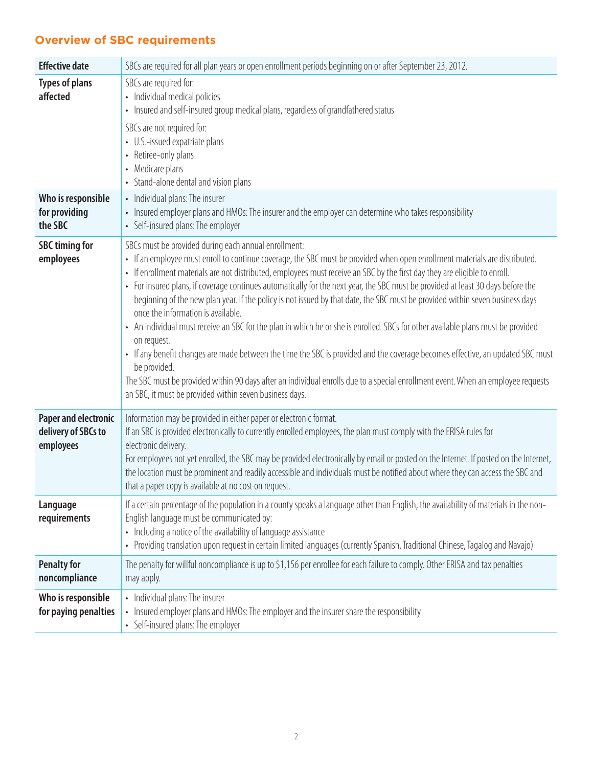## Overview of SBC requirements

| | |
|---|---|
| **Effective date** | SBCs are required for all plan years or open enrollment periods beginning on or after September 23, 2012. |
| **Types of plans affected** | SBCs are required for:<br>• Individual medical policies<br>• Insured and self-insured group medical plans, regardless of grandfathered status<br><br>SBCs are not required for:<br>• U.S.-issued expatriate plans<br>• Retiree-only plans<br>• Medicare plans<br>• Stand-alone dental and vision plans |
| **Who is responsible for providing the SBC** | • Individual plans: The insurer<br>• Insured employer plans and HMOs: The insurer and the employer can determine who takes responsibility<br>• Self-insured plans: The employer |
| **SBC timing for employees** | SBCs must be provided during each annual enrollment:<br>• If an employee must enroll to continue coverage, the SBC must be provided when open enrollment materials are distributed.<br>• If enrollment materials are not distributed, employees must receive an SBC by the first day they are eligible to enroll.<br>• For insured plans, if coverage continues automatically for the next year, the SBC must be provided at least 30 days before the beginning of the new plan year. If the policy is not issued by that date, the SBC must be provided within seven business days once the information is available.<br>• An individual must receive an SBC for the plan in which he or she is enrolled. SBCs for other available plans must be provided on request.<br>• If any benefit changes are made between the time the SBC is provided and the coverage becomes effective, an updated SBC must be provided.<br>The SBC must be provided within 90 days after an individual enrolls due to a special enrollment event. When an employee requests an SBC, it must be provided within seven business days. |
| **Paper and electronic delivery of SBCs to employees** | Information may be provided in either paper or electronic format.<br>If an SBC is provided electronically to currently enrolled employees, the plan must comply with the ERISA rules for electronic delivery.<br>For employees not yet enrolled, the SBC may be provided electronically by email or posted on the Internet. If posted on the Internet, the location must be prominent and readily accessible and individuals must be notified about where they can access the SBC and that a paper copy is available at no cost on request. |
| **Language requirements** | If a certain percentage of the population in a county speaks a language other than English, the availability of materials in the non-English language must be communicated by:<br>• Including a notice of the availability of language assistance<br>• Providing translation upon request in certain limited languages (currently Spanish, Traditional Chinese, Tagalog and Navajo) |
| **Penalty for noncompliance** | The penalty for willful noncompliance is up to $1,156 per enrollee for each failure to comply. Other ERISA and tax penalties may apply. |
| **Who is responsible for paying penalties** | • Individual plans: The insurer<br>• Insured employer plans and HMOs: The employer and the insurer share the responsibility<br>• Self-insured plans: The employer |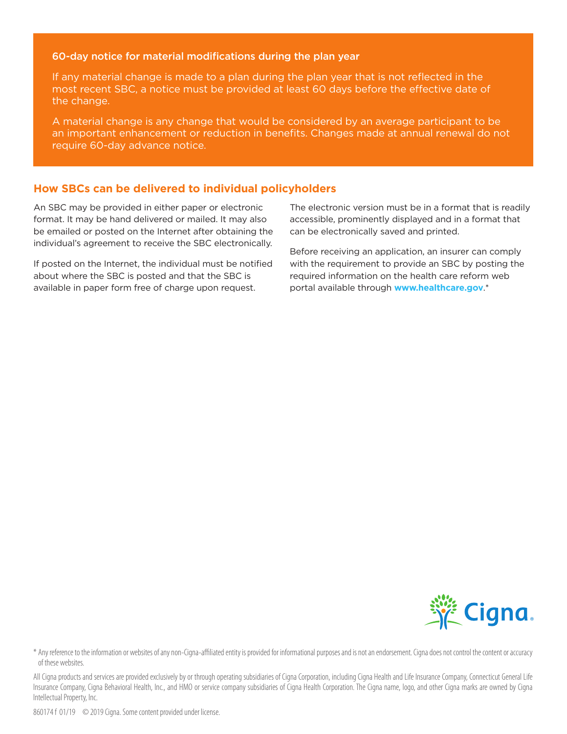### 60-day notice for material modifications during the plan year

If any material change is made to a plan during the plan year that is not reflected in the most recent SBC, a notice must be provided at least 60 days before the effective date of the change.

A material change is any change that would be considered by an average participant to be an important enhancement or reduction in benefits. Changes made at annual renewal do not require 60-day advance notice.

## How SBCs can be delivered to individual policyholders

An SBC may be provided in either paper or electronic format. It may be hand delivered or mailed. It may also be emailed or posted on the Internet after obtaining the individual's agreement to receive the SBC electronically.

If posted on the Internet, the individual must be notified about where the SBC is posted and that the SBC is available in paper form free of charge upon request.

The electronic version must be in a format that is readily accessible, prominently displayed and in a format that can be electronically saved and printed.

Before receiving an application, an insurer can comply with the requirement to provide an SBC by posting the required information on the health care reform web portal available through **www.healthcare.gov**.*

Cigna.

\* Any reference to the information or websites of any non-Cigna-affiliated entity is provided for informational purposes and is not an endorsement. Cigna does not control the content or accuracy of these websites.

All Cigna products and services are provided exclusively by or through operating subsidiaries of Cigna Corporation, including Cigna Health and Life Insurance Company, Connecticut General Life Insurance Company, Cigna Behavioral Health, Inc., and HMO or service company subsidiaries of Cigna Health Corporation. The Cigna name, logo, and other Cigna marks are owned by Cigna Intellectual Property, Inc.

860174 f 01/19 © 2019 Cigna. Some content provided under license.